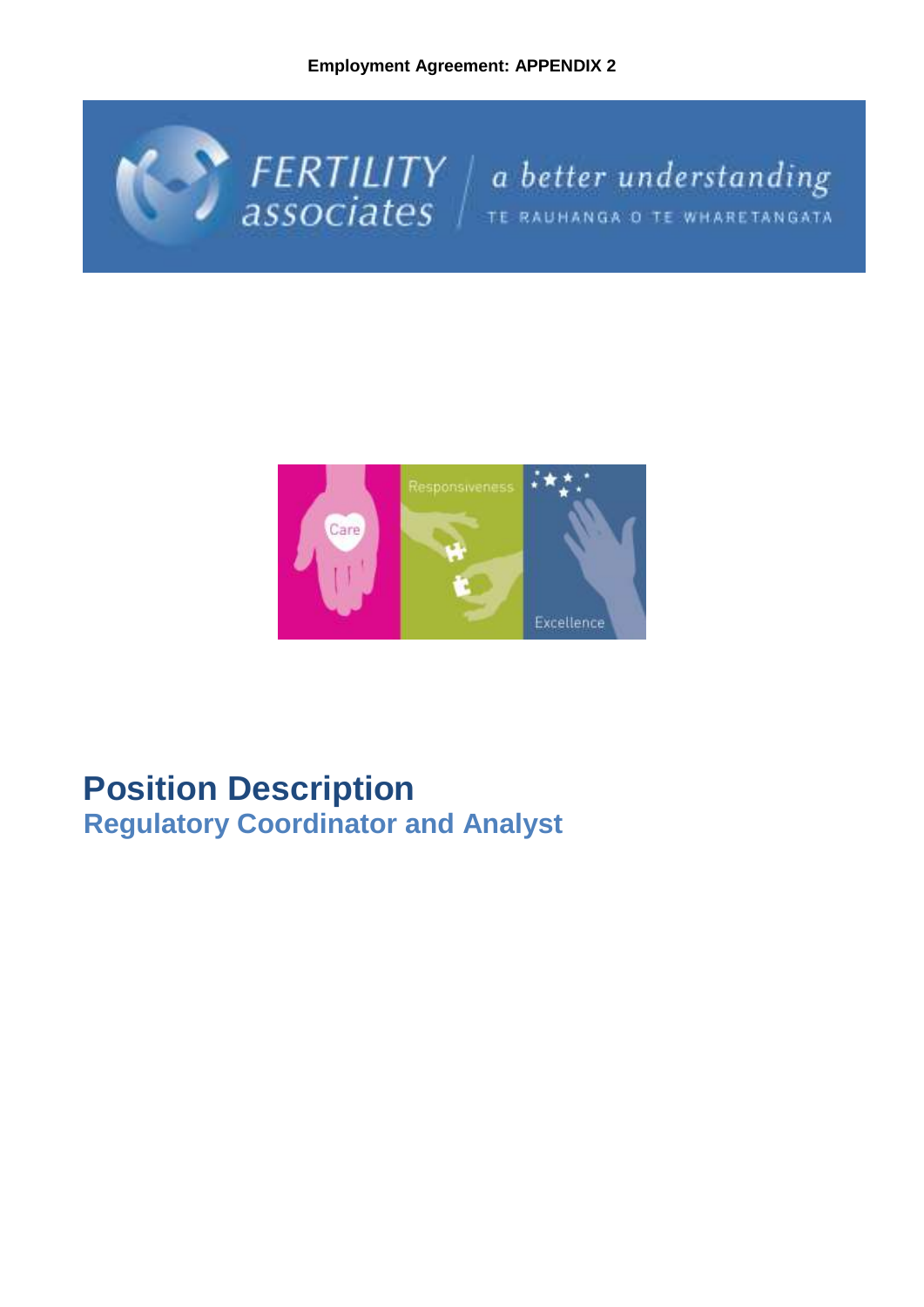**Employment Agreement: APPENDIX 2**

# Position Description

## Regulatory Coordinator and Analyst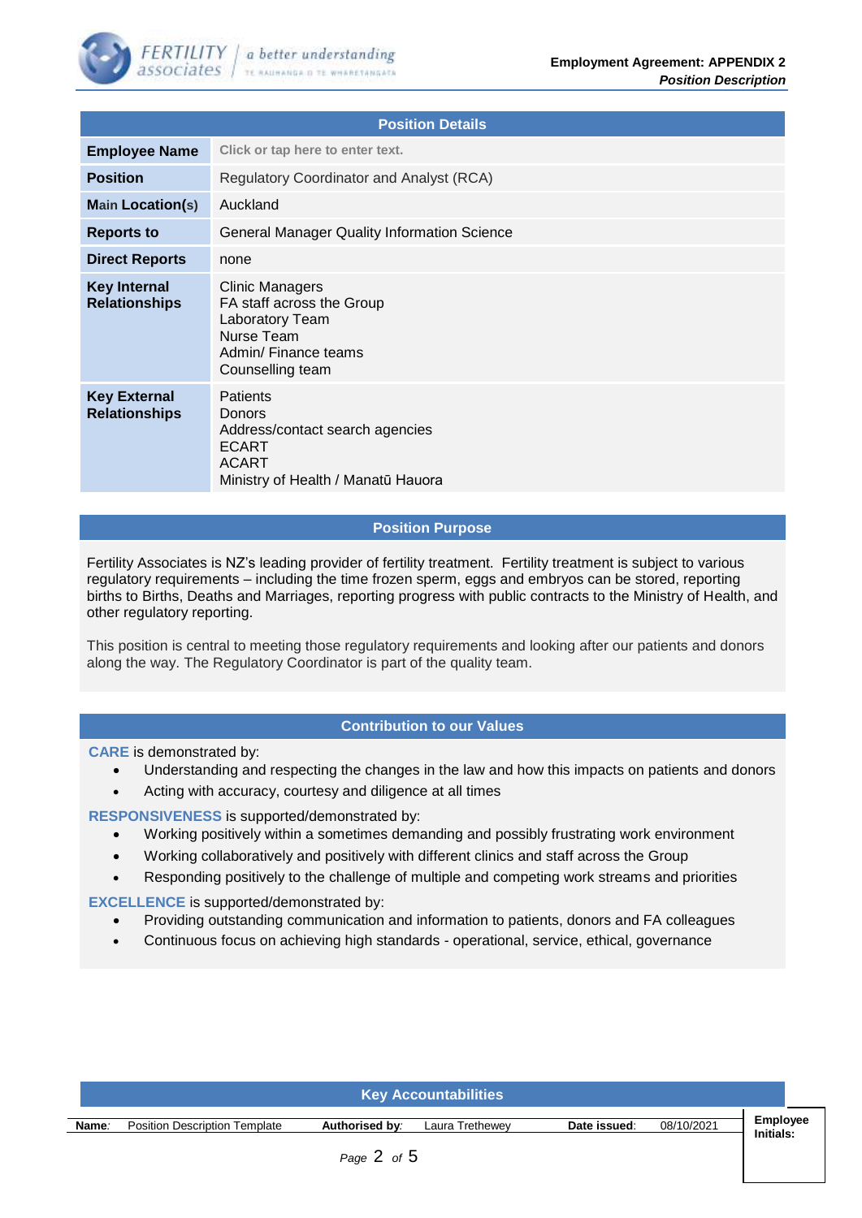## Position Details

| Position Details | |
|---|---|
| **Employee Name** | Click or tap here to enter text. |
| **Position** | Regulatory Coordinator and Analyst (RCA) |
| **Main Location(s)** | Auckland |
| **Reports to** | General Manager Quality Information Science |
| **Direct Reports** | none |
| **Key Internal Relationships** | Clinic Managers<br>FA staff across the Group<br>Laboratory Team<br>Nurse Team<br>Admin/ Finance teams<br>Counselling team |
| **Key External Relationships** | Patients<br>Donors<br>Address/contact search agencies<br>ECART<br>ACART<br>Ministry of Health / Manatū Hauora |

## Position Purpose

Fertility Associates is NZ's leading provider of fertility treatment. Fertility treatment is subject to various regulatory requirements – including the time frozen sperm, eggs and embryos can be stored, reporting births to Births, Deaths and Marriages, reporting progress with public contracts to the Ministry of Health, and other regulatory reporting.

This position is central to meeting those regulatory requirements and looking after our patients and donors along the way. The Regulatory Coordinator is part of the quality team.

## Contribution to our Values

**CARE** is demonstrated by:

- Understanding and respecting the changes in the law and how this impacts on patients and donors
- Acting with accuracy, courtesy and diligence at all times

**RESPONSIVENESS** is supported/demonstrated by:

- Working positively within a sometimes demanding and possibly frustrating work environment
- Working collaboratively and positively with different clinics and staff across the Group
- Responding positively to the challenge of multiple and competing work streams and priorities

**EXCELLENCE** is supported/demonstrated by:

- Providing outstanding communication and information to patients, donors and FA colleagues
- Continuous focus on achieving high standards - operational, service, ethical, governance

## Key Accountabilities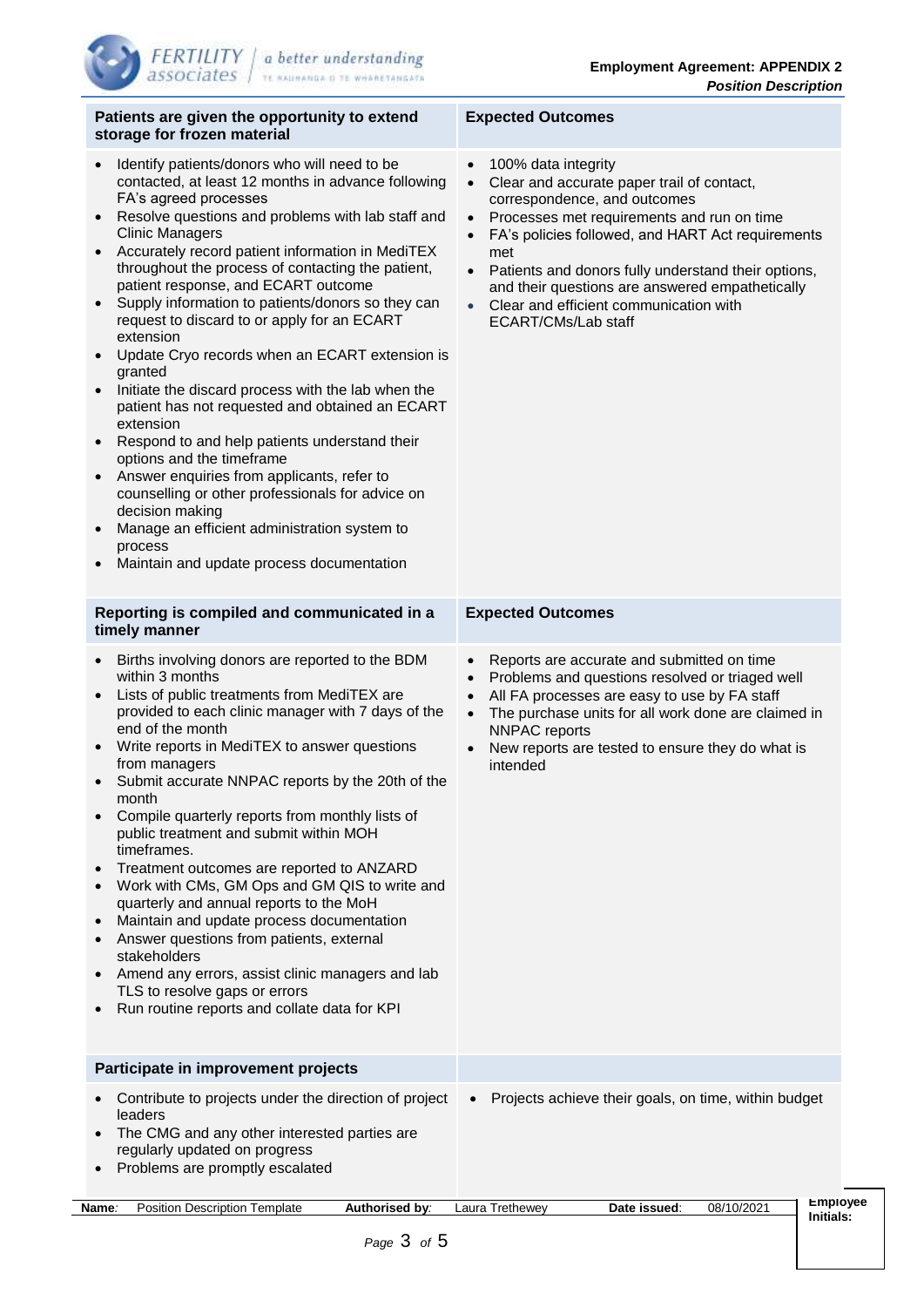| Patients are given the opportunity to extend storage for frozen material | Expected Outcomes |
|---|---|
| • Identify patients/donors who will need to be contacted, at least 12 months in advance following FA's agreed processes<br>• Resolve questions and problems with lab staff and Clinic Managers<br>• Accurately record patient information in MediTEX throughout the process of contacting the patient, patient response, and ECART outcome<br>• Supply information to patients/donors so they can request to discard to or apply for an ECART extension<br>• Update Cryo records when an ECART extension is granted<br>• Initiate the discard process with the lab when the patient has not requested and obtained an ECART extension<br>• Respond to and help patients understand their options and the timeframe<br>• Answer enquiries from applicants, refer to counselling or other professionals for advice on decision making<br>• Manage an efficient administration system to process<br>• Maintain and update process documentation | • 100% data integrity<br>• Clear and accurate paper trail of contact, correspondence, and outcomes<br>• Processes met requirements and run on time<br>• FA's policies followed, and HART Act requirements met<br>• Patients and donors fully understand their options, and their questions are answered empathetically<br>• Clear and efficient communication with ECART/CMs/Lab staff |

| Reporting is compiled and communicated in a timely manner | Expected Outcomes |
|---|---|
| • Births involving donors are reported to the BDM within 3 months<br>• Lists of public treatments from MediTEX are provided to each clinic manager with 7 days of the end of the month<br>• Write reports in MediTEX to answer questions from managers<br>• Submit accurate NNPAC reports by the 20th of the month<br>• Compile quarterly reports from monthly lists of public treatment and submit within MOH timeframes.<br>• Treatment outcomes are reported to ANZARD<br>• Work with CMs, GM Ops and GM QIS to write and quarterly and annual reports to the MoH<br>• Maintain and update process documentation<br>• Answer questions from patients, external stakeholders<br>• Amend any errors, assist clinic managers and lab TLS to resolve gaps or errors<br>• Run routine reports and collate data for KPI | • Reports are accurate and submitted on time<br>• Problems and questions resolved or triaged well<br>• All FA processes are easy to use by FA staff<br>• The purchase units for all work done are claimed in NNPAC reports<br>• New reports are tested to ensure they do what is intended |

| Participate in improvement projects | |
|---|---|
| • Contribute to projects under the direction of project leaders<br>• The CMG and any other interested parties are regularly updated on progress<br>• Problems are promptly escalated | • Projects achieve their goals, on time, within budget |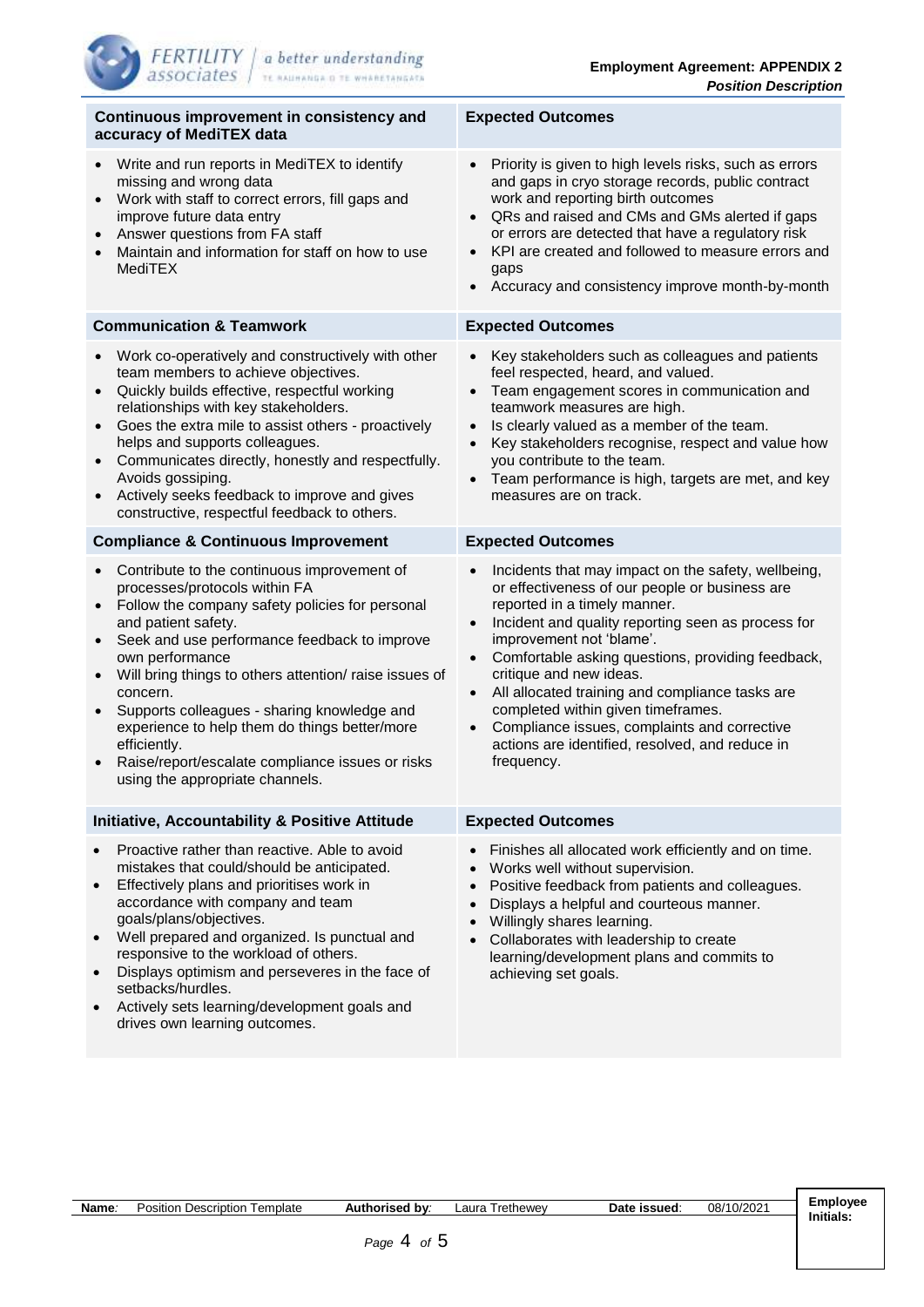| Continuous improvement in consistency and accuracy of MediTEX data | Expected Outcomes |
|---|---|
| • Write and run reports in MediTEX to identify missing and wrong data<br>• Work with staff to correct errors, fill gaps and improve future data entry<br>• Answer questions from FA staff<br>• Maintain and information for staff on how to use MediTEX | • Priority is given to high levels risks, such as errors and gaps in cryo storage records, public contract work and reporting birth outcomes<br>• QRs and raised and CMs and GMs alerted if gaps or errors are detected that have a regulatory risk<br>• KPI are created and followed to measure errors and gaps<br>• Accuracy and consistency improve month-by-month |
| **Communication & Teamwork** | **Expected Outcomes** |
| • Work co-operatively and constructively with other team members to achieve objectives.<br>• Quickly builds effective, respectful working relationships with key stakeholders.<br>• Goes the extra mile to assist others - proactively helps and supports colleagues.<br>• Communicates directly, honestly and respectfully. Avoids gossiping.<br>• Actively seeks feedback to improve and gives constructive, respectful feedback to others. | • Key stakeholders such as colleagues and patients feel respected, heard, and valued.<br>• Team engagement scores in communication and teamwork measures are high.<br>• Is clearly valued as a member of the team.<br>• Key stakeholders recognise, respect and value how you contribute to the team.<br>• Team performance is high, targets are met, and key measures are on track. |
| **Compliance & Continuous Improvement** | **Expected Outcomes** |
| • Contribute to the continuous improvement of processes/protocols within FA<br>• Follow the company safety policies for personal and patient safety.<br>• Seek and use performance feedback to improve own performance<br>• Will bring things to others attention/ raise issues of concern.<br>• Supports colleagues - sharing knowledge and experience to help them do things better/more efficiently.<br>• Raise/report/escalate compliance issues or risks using the appropriate channels. | • Incidents that may impact on the safety, wellbeing, or effectiveness of our people or business are reported in a timely manner.<br>• Incident and quality reporting seen as process for improvement not 'blame'.<br>• Comfortable asking questions, providing feedback, critique and new ideas.<br>• All allocated training and compliance tasks are completed within given timeframes.<br>• Compliance issues, complaints and corrective actions are identified, resolved, and reduce in frequency. |
| **Initiative, Accountability & Positive Attitude** | **Expected Outcomes** |
| • Proactive rather than reactive. Able to avoid mistakes that could/should be anticipated.<br>• Effectively plans and prioritises work in accordance with company and team goals/plans/objectives.<br>• Well prepared and organized. Is punctual and responsive to the workload of others.<br>• Displays optimism and perseveres in the face of setbacks/hurdles.<br>• Actively sets learning/development goals and drives own learning outcomes. | • Finishes all allocated work efficiently and on time.<br>• Works well without supervision.<br>• Positive feedback from patients and colleagues.<br>• Displays a helpful and courteous manner.<br>• Willingly shares learning.<br>• Collaborates with leadership to create learning/development plans and commits to achieving set goals. |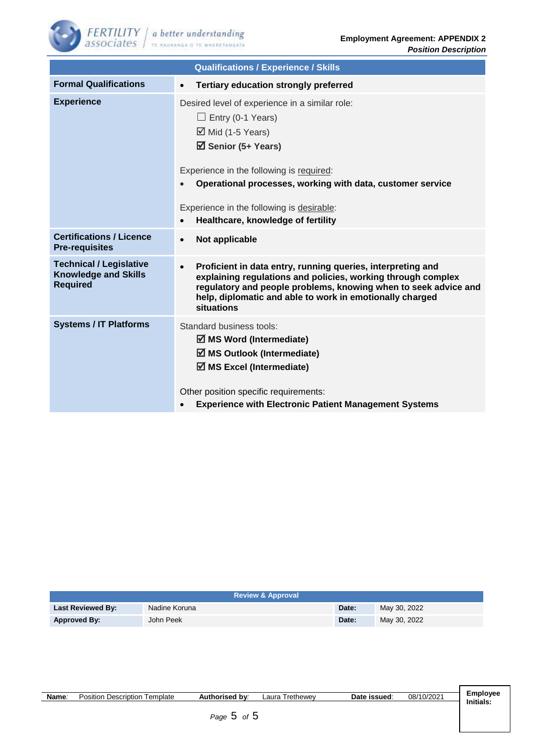| Qualifications / Experience / Skills | |
|---|---|
| **Formal Qualifications** | • **Tertiary education strongly preferred** |
| **Experience** | Desired level of experience in a similar role:<br>☐ Entry (0-1 Years)<br>☑ Mid (1-5 Years)<br>☑ **Senior (5+ Years)**<br><br>Experience in the following is required:<br>• **Operational processes, working with data, customer service**<br><br>Experience in the following is desirable:<br>• **Healthcare, knowledge of fertility** |
| **Certifications / Licence Pre-requisites** | • **Not applicable** |
| **Technical / Legislative Knowledge and Skills Required** | • **Proficient in data entry, running queries, interpreting and explaining regulations and policies, working through complex regulatory and people problems, knowing when to seek advice and help, diplomatic and able to work in emotionally charged situations** |
| **Systems / IT Platforms** | Standard business tools:<br>☑ **MS Word (Intermediate)**<br>☑ **MS Outlook (Intermediate)**<br>☑ **MS Excel (Intermediate)**<br><br>Other position specific requirements:<br>• **Experience with Electronic Patient Management Systems** |

| Review & Approval | | | |
|---|---|---|---|
| **Last Reviewed By:** | Nadine Koruna | **Date:** | May 30, 2022 |
| **Approved By:** | John Peek | **Date:** | May 30, 2022 |